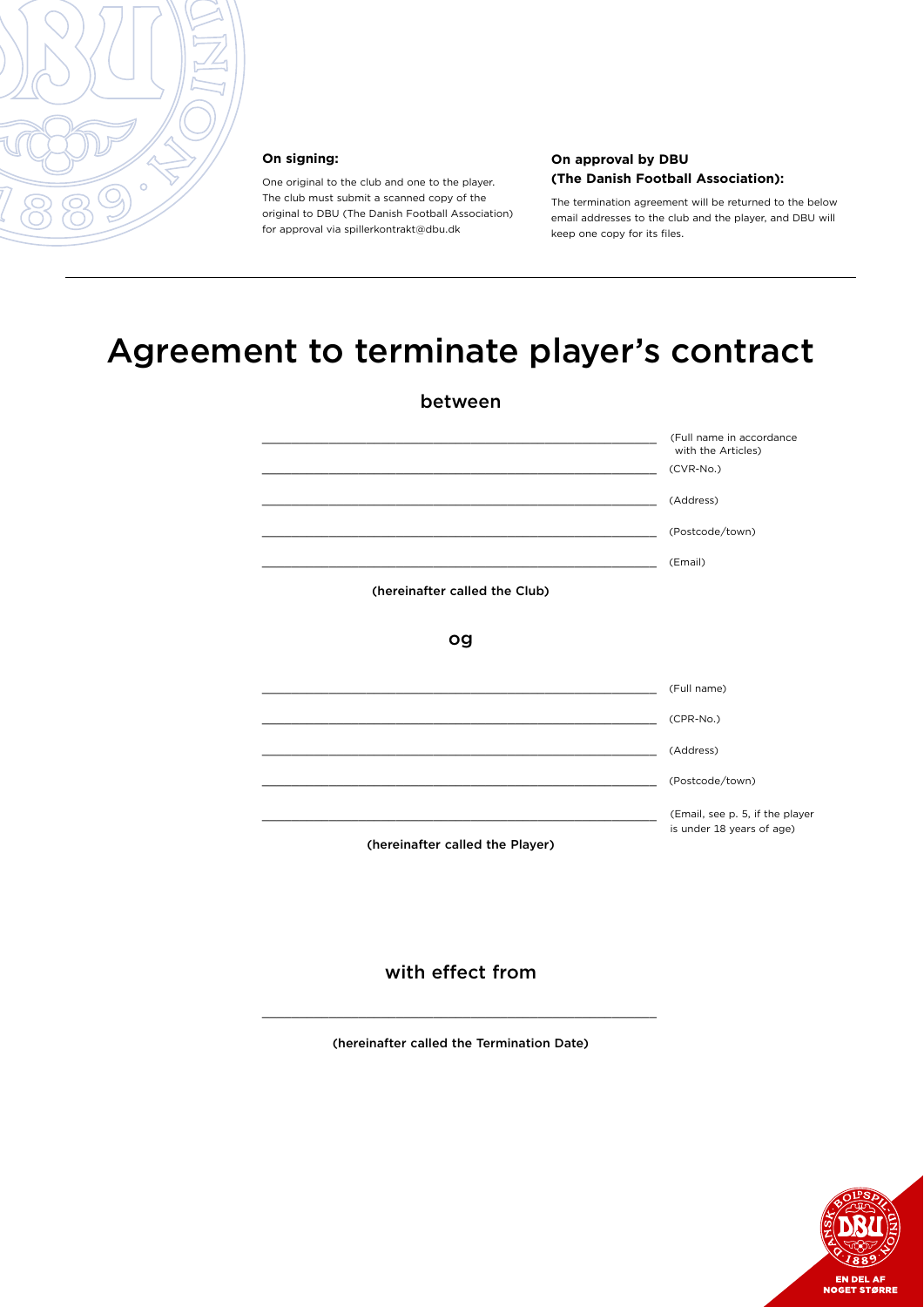**On signing:**

One original to the club and one to the player. The club must submit a scanned copy of the original to DBU (The Danish Football Association) for approval via spillerkontrakt@dbu.dk

**On approval by DBU (The Danish Football Association):**

The termination agreement will be returned to the below email addresses to the club and the player, and DBU will keep one copy for its files.

---

# Agreement to terminate player's contract

## between

_______________________________________ (Full name in accordance with the Articles)

_______________________________________ (CVR-No.)

_______________________________________ (Address)

_______________________________________ (Postcode/town)

_______________________________________ (Email)

**(hereinafter called the Club)**

## og

_______________________________________ (Full name)

_______________________________________ (CPR-No.)

_______________________________________ (Address)

_______________________________________ (Postcode/town)

_______________________________________ (Email, see p. 5, if the player is under 18 years of age)

**(hereinafter called the Player)**

## with effect from

_______________________________________

**(hereinafter called the Termination Date)**

EN DEL AF NOGET STØRRE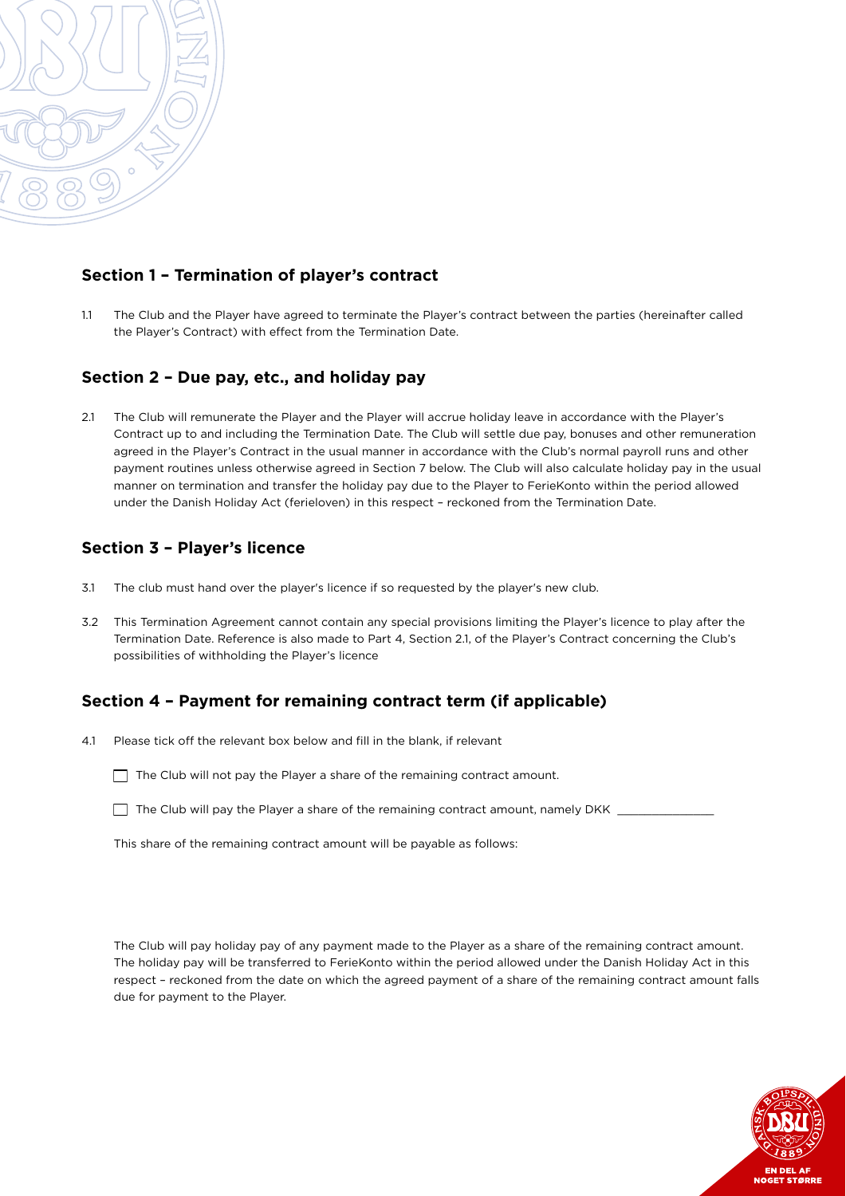## Section 1 – Termination of player's contract

1.1 The Club and the Player have agreed to terminate the Player's contract between the parties (hereinafter called the Player's Contract) with effect from the Termination Date.

## Section 2 – Due pay, etc., and holiday pay

2.1 The Club will remunerate the Player and the Player will accrue holiday leave in accordance with the Player's Contract up to and including the Termination Date. The Club will settle due pay, bonuses and other remuneration agreed in the Player's Contract in the usual manner in accordance with the Club's normal payroll runs and other payment routines unless otherwise agreed in Section 7 below. The Club will also calculate holiday pay in the usual manner on termination and transfer the holiday pay due to the Player to FerieKonto within the period allowed under the Danish Holiday Act (ferieloven) in this respect – reckoned from the Termination Date.

## Section 3 – Player's licence

3.1 The club must hand over the player's licence if so requested by the player's new club.

3.2 This Termination Agreement cannot contain any special provisions limiting the Player's licence to play after the Termination Date. Reference is also made to Part 4, Section 2.1, of the Player's Contract concerning the Club's possibilities of withholding the Player's licence

## Section 4 – Payment for remaining contract term (if applicable)

4.1 Please tick off the relevant box below and fill in the blank, if relevant

☐ The Club will not pay the Player a share of the remaining contract amount.

☐ The Club will pay the Player a share of the remaining contract amount, namely DKK _______________

This share of the remaining contract amount will be payable as follows:

The Club will pay holiday pay of any payment made to the Player as a share of the remaining contract amount. The holiday pay will be transferred to FerieKonto within the period allowed under the Danish Holiday Act in this respect – reckoned from the date on which the agreed payment of a share of the remaining contract amount falls due for payment to the Player.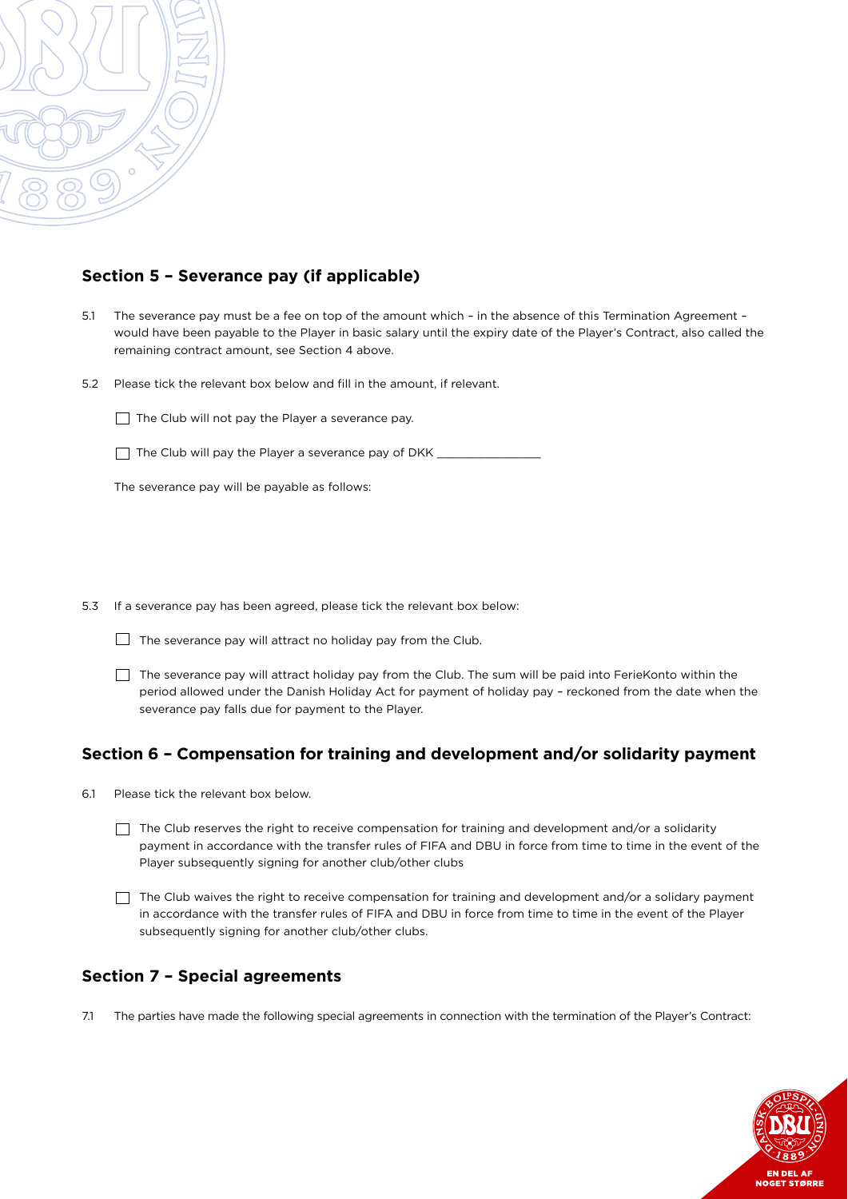## Section 5 – Severance pay (if applicable)

5.1 The severance pay must be a fee on top of the amount which – in the absence of this Termination Agreement – would have been payable to the Player in basic salary until the expiry date of the Player's Contract, also called the remaining contract amount, see Section 4 above.

5.2 Please tick the relevant box below and fill in the amount, if relevant.

- ☐ The Club will not pay the Player a severance pay.
- ☐ The Club will pay the Player a severance pay of DKK ________________

The severance pay will be payable as follows:

5.3 If a severance pay has been agreed, please tick the relevant box below:

- ☐ The severance pay will attract no holiday pay from the Club.
- ☐ The severance pay will attract holiday pay from the Club. The sum will be paid into FerieKonto within the period allowed under the Danish Holiday Act for payment of holiday pay – reckoned from the date when the severance pay falls due for payment to the Player.

## Section 6 – Compensation for training and development and/or solidarity payment

6.1 Please tick the relevant box below.

- ☐ The Club reserves the right to receive compensation for training and development and/or a solidarity payment in accordance with the transfer rules of FIFA and DBU in force from time to time in the event of the Player subsequently signing for another club/other clubs
- ☐ The Club waives the right to receive compensation for training and development and/or a solidary payment in accordance with the transfer rules of FIFA and DBU in force from time to time in the event of the Player subsequently signing for another club/other clubs.

## Section 7 – Special agreements

7.1 The parties have made the following special agreements in connection with the termination of the Player's Contract: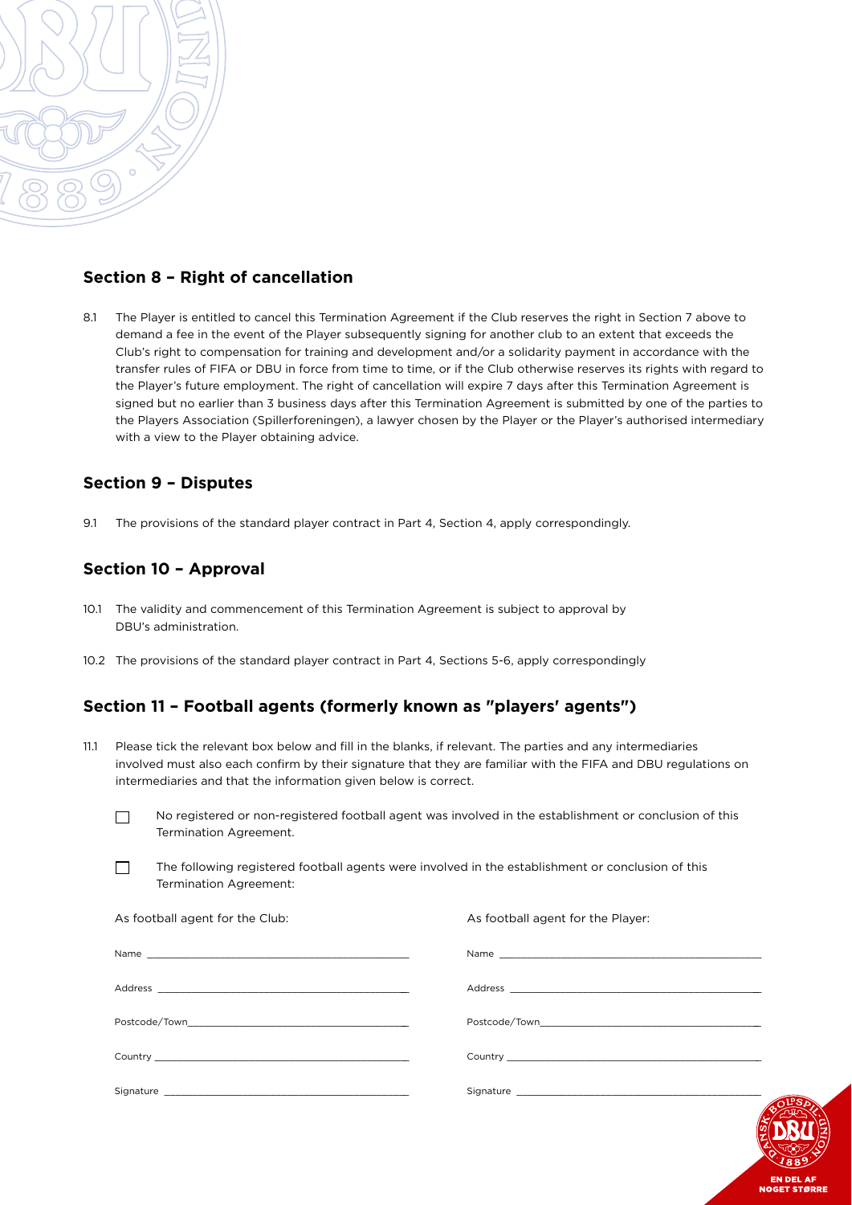## Section 8 – Right of cancellation

8.1 The Player is entitled to cancel this Termination Agreement if the Club reserves the right in Section 7 above to demand a fee in the event of the Player subsequently signing for another club to an extent that exceeds the Club's right to compensation for training and development and/or a solidarity payment in accordance with the transfer rules of FIFA or DBU in force from time to time, or if the Club otherwise reserves its rights with regard to the Player's future employment. The right of cancellation will expire 7 days after this Termination Agreement is signed but no earlier than 3 business days after this Termination Agreement is submitted by one of the parties to the Players Association (Spillerforeningen), a lawyer chosen by the Player or the Player's authorised intermediary with a view to the Player obtaining advice.

## Section 9 – Disputes

9.1 The provisions of the standard player contract in Part 4, Section 4, apply correspondingly.

## Section 10 – Approval

10.1 The validity and commencement of this Termination Agreement is subject to approval by DBU's administration.

10.2 The provisions of the standard player contract in Part 4, Sections 5-6, apply correspondingly

## Section 11 – Football agents (formerly known as "players' agents")

11.1 Please tick the relevant box below and fill in the blanks, if relevant. The parties and any intermediaries involved must also each confirm by their signature that they are familiar with the FIFA and DBU regulations on intermediaries and that the information given below is correct.

☐ No registered or non-registered football agent was involved in the establishment or conclusion of this Termination Agreement.

☐ The following registered football agents were involved in the establishment or conclusion of this Termination Agreement:

| As football agent for the Club: | As football agent for the Player: |
|---|---|
| Name ____________________ | Name ____________________ |
| Address ____________________ | Address ____________________ |
| Postcode/Town ____________________ | Postcode/Town ____________________ |
| Country ____________________ | Country ____________________ |
| Signature ____________________ | Signature ____________________ |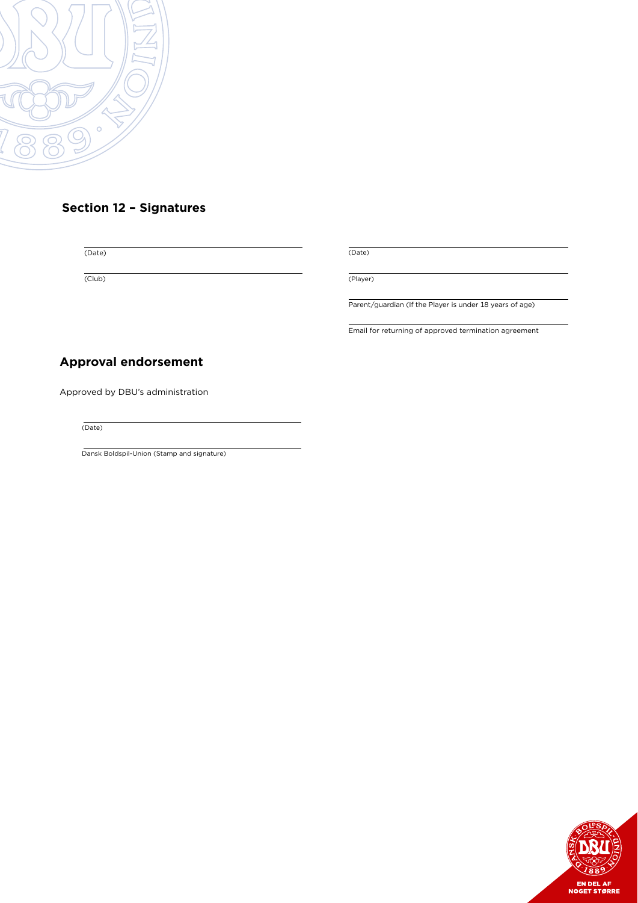## Section 12 – Signatures

(Date)

(Club)

(Date)

(Player)

Parent/guardian (If the Player is under 18 years of age)

Email for returning of approved termination agreement

## Approval endorsement

Approved by DBU's administration

(Date)

Dansk Boldspil-Union (Stamp and signature)